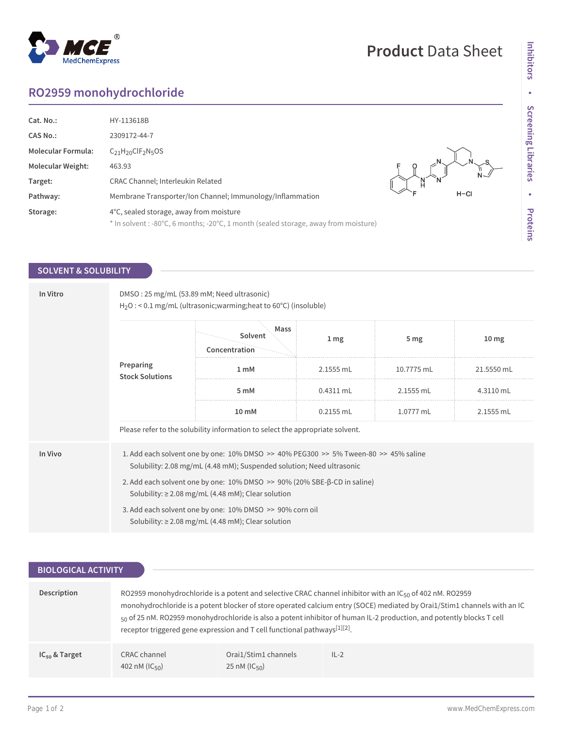# RO2959 monohydrochloride

| | |
|---|---|
| **Cat. No.:** | HY-113618B |
| **CAS No.:** | 2309172-44-7 |
| **Molecular Formula:** | $C_{21}H_{20}ClF_2N_5OS$ |
| **Molecular Weight:** | 463.93 |
| **Target:** | CRAC Channel; Interleukin Related |
| **Pathway:** | Membrane Transporter/Ion Channel; Immunology/Inflammation |
| **Storage:** | 4°C, sealed storage, away from moisture<br>* In solvent : -80°C, 6 months; -20°C, 1 month (sealed storage, away from moisture) |

## SOLVENT & SOLUBILITY

### In Vitro

DMSO : 25 mg/mL (53.89 mM; Need ultrasonic)
$H_2O$ : < 0.1 mg/mL (ultrasonic;warming;heat to 60°C) (insoluble)

**Preparing Stock Solutions**

| Solvent / Concentration \ Mass | 1 mg | 5 mg | 10 mg |
|---|---|---|---|
| 1 mM | 2.1555 mL | 10.7775 mL | 21.5550 mL |
| 5 mM | 0.4311 mL | 2.1555 mL | 4.3110 mL |
| 10 mM | 0.2155 mL | 1.0777 mL | 2.1555 mL |

Please refer to the solubility information to select the appropriate solvent.

### In Vivo

1. Add each solvent one by one: 10% DMSO >> 40% PEG300 >> 5% Tween-80 >> 45% saline
   Solubility: 2.08 mg/mL (4.48 mM); Suspended solution; Need ultrasonic
2. Add each solvent one by one: 10% DMSO >> 90% (20% SBE-β-CD in saline)
   Solubility: ≥ 2.08 mg/mL (4.48 mM); Clear solution
3. Add each solvent one by one: 10% DMSO >> 90% corn oil
   Solubility: ≥ 2.08 mg/mL (4.48 mM); Clear solution

## BIOLOGICAL ACTIVITY

**Description**

RO2959 monohydrochloride is a potent and selective CRAC channel inhibitor with an $IC_{50}$ of 402 nM. RO2959 monohydrochloride is a potent blocker of store operated calcium entry (SOCE) mediated by Orai1/Stim1 channels with an $IC_{50}$ of 25 nM. RO2959 monohydrochloride is also a potent inhibitor of human IL-2 production, and potently blocks T cell receptor triggered gene expression and T cell functional pathways[1][2].

**$IC_{50}$ & Target**

| CRAC channel | Orai1/Stim1 channels | IL-2 |
|---|---|---|
| 402 nM ($IC_{50}$) | 25 nM ($IC_{50}$) | |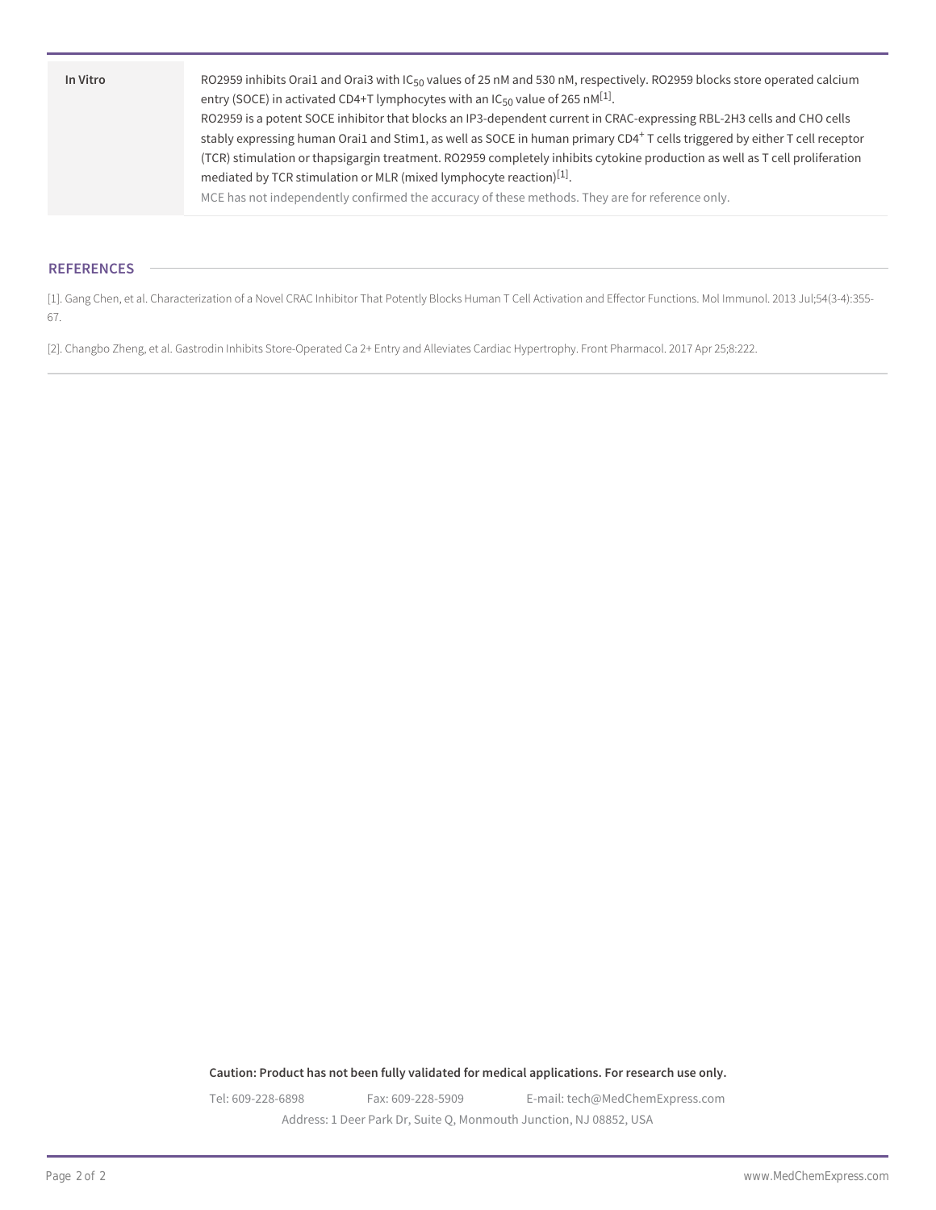| | |
|---|---|
| **In Vitro** | RO2959 inhibits Orai1 and Orai3 with $IC_{50}$ values of 25 nM and 530 nM, respectively. RO2959 blocks store operated calcium entry (SOCE) in activated CD4+T lymphocytes with an $IC_{50}$ value of 265 nM[1].<br>RO2959 is a potent SOCE inhibitor that blocks an IP3-dependent current in CRAC-expressing RBL-2H3 cells and CHO cells stably expressing human Orai1 and Stim1, as well as SOCE in human primary $CD4^+$ T cells triggered by either T cell receptor (TCR) stimulation or thapsigargin treatment. RO2959 completely inhibits cytokine production as well as T cell proliferation mediated by TCR stimulation or MLR (mixed lymphocyte reaction)[1].<br>MCE has not independently confirmed the accuracy of these methods. They are for reference only. |

## REFERENCES

[1]. Gang Chen, et al. Characterization of a Novel CRAC Inhibitor That Potently Blocks Human T Cell Activation and Effector Functions. Mol Immunol. 2013 Jul;54(3-4):355-67.

[2]. Changbo Zheng, et al. Gastrodin Inhibits Store-Operated Ca 2+ Entry and Alleviates Cardiac Hypertrophy. Front Pharmacol. 2017 Apr 25;8:222.

**Caution: Product has not been fully validated for medical applications. For research use only.**

Tel: 609-228-6898 Fax: 609-228-5909 E-mail: tech@MedChemExpress.com

Address: 1 Deer Park Dr, Suite Q, Monmouth Junction, NJ 08852, USA